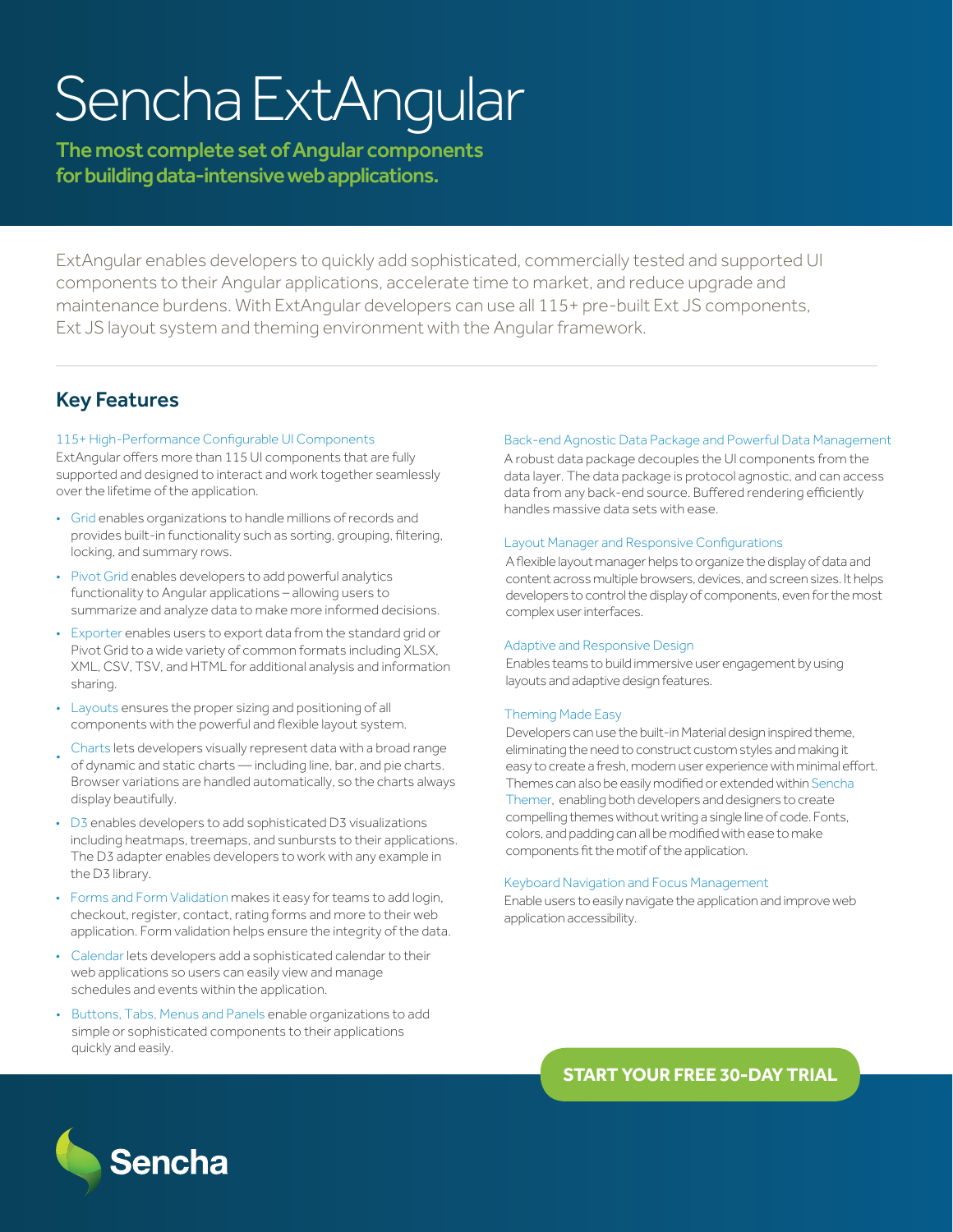# Sencha ExtAngular

**The most complete set of Angular components for building data-intensive web applications.**

ExtAngular enables developers to quickly add sophisticated, commercially tested and supported UI components to their Angular applications, accelerate time to market, and reduce upgrade and maintenance burdens. With ExtAngular developers can use all 115+ pre-built Ext JS components, Ext JS layout system and theming environment with the Angular framework.

## Key Features

### 115+ High-Performance Configurable UI Components

ExtAngular offers more than 115 UI components that are fully supported and designed to interact and work together seamlessly over the lifetime of the application.

- Grid enables organizations to handle millions of records and provides built-in functionality such as sorting, grouping, filtering, locking, and summary rows.
- Pivot Grid enables developers to add powerful analytics functionality to Angular applications – allowing users to summarize and analyze data to make more informed decisions.
- Exporter enables users to export data from the standard grid or Pivot Grid to a wide variety of common formats including XLSX, XML, CSV, TSV, and HTML for additional analysis and information sharing.
- Layouts ensures the proper sizing and positioning of all components with the powerful and flexible layout system.
- Charts lets developers visually represent data with a broad range of dynamic and static charts — including line, bar, and pie charts. Browser variations are handled automatically, so the charts always display beautifully.
- D3 enables developers to add sophisticated D3 visualizations including heatmaps, treemaps, and sunbursts to their applications. The D3 adapter enables developers to work with any example in the D3 library.
- Forms and Form Validation makes it easy for teams to add login, checkout, register, contact, rating forms and more to their web application. Form validation helps ensure the integrity of the data.
- Calendar lets developers add a sophisticated calendar to their web applications so users can easily view and manage schedules and events within the application.
- Buttons, Tabs, Menus and Panels enable organizations to add simple or sophisticated components to their applications quickly and easily.

### Back-end Agnostic Data Package and Powerful Data Management

A robust data package decouples the UI components from the data layer. The data package is protocol agnostic, and can access data from any back-end source. Buffered rendering efficiently handles massive data sets with ease.

### Layout Manager and Responsive Configurations

A flexible layout manager helps to organize the display of data and content across multiple browsers, devices, and screen sizes. It helps developers to control the display of components, even for the most complex user interfaces.

### Adaptive and Responsive Design

Enables teams to build immersive user engagement by using layouts and adaptive design features.

### Theming Made Easy

Developers can use the built-in Material design inspired theme, eliminating the need to construct custom styles and making it easy to create a fresh, modern user experience with minimal effort. Themes can also be easily modified or extended within Sencha Themer, enabling both developers and designers to create compelling themes without writing a single line of code. Fonts, colors, and padding can all be modified with ease to make components fit the motif of the application.

### Keyboard Navigation and Focus Management

Enable users to easily navigate the application and improve web application accessibility.

**START YOUR FREE 30-DAY TRIAL**

Sencha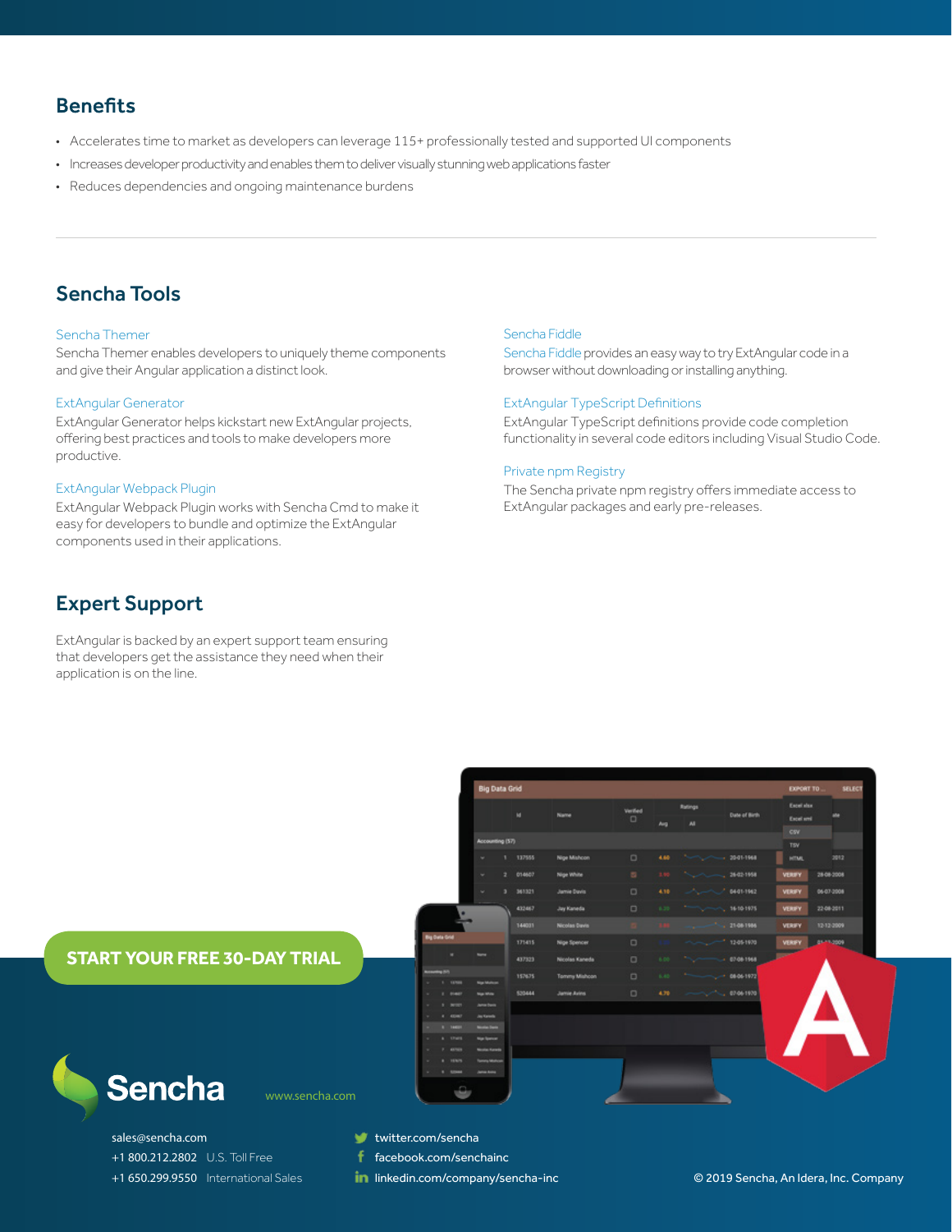## Benefits

- Accelerates time to market as developers can leverage 115+ professionally tested and supported UI components
- Increases developer productivity and enables them to deliver visually stunning web applications faster
- Reduces dependencies and ongoing maintenance burdens

## Sencha Tools

**Sencha Themer**
Sencha Themer enables developers to uniquely theme components and give their Angular application a distinct look.

**ExtAngular Generator**
ExtAngular Generator helps kickstart new ExtAngular projects, offering best practices and tools to make developers more productive.

**ExtAngular Webpack Plugin**
ExtAngular Webpack Plugin works with Sencha Cmd to make it easy for developers to bundle and optimize the ExtAngular components used in their applications.

**Sencha Fiddle**
Sencha Fiddle provides an easy way to try ExtAngular code in a browser without downloading or installing anything.

**ExtAngular TypeScript Definitions**
ExtAngular TypeScript definitions provide code completion functionality in several code editors including Visual Studio Code.

**Private npm Registry**
The Sencha private npm registry offers immediate access to ExtAngular packages and early pre-releases.

## Expert Support

ExtAngular is backed by an expert support team ensuring that developers get the assistance they need when their application is on the line.

**START YOUR FREE 30-DAY TRIAL**

Sencha

www.sencha.com

sales@sencha.com
+1 800.212.2802 U.S. Toll Free
+1 650.299.9550 International Sales

twitter.com/sencha
facebook.com/senchainc
linkedin.com/company/sencha-inc

© 2019 Sencha, An Idera, Inc. Company